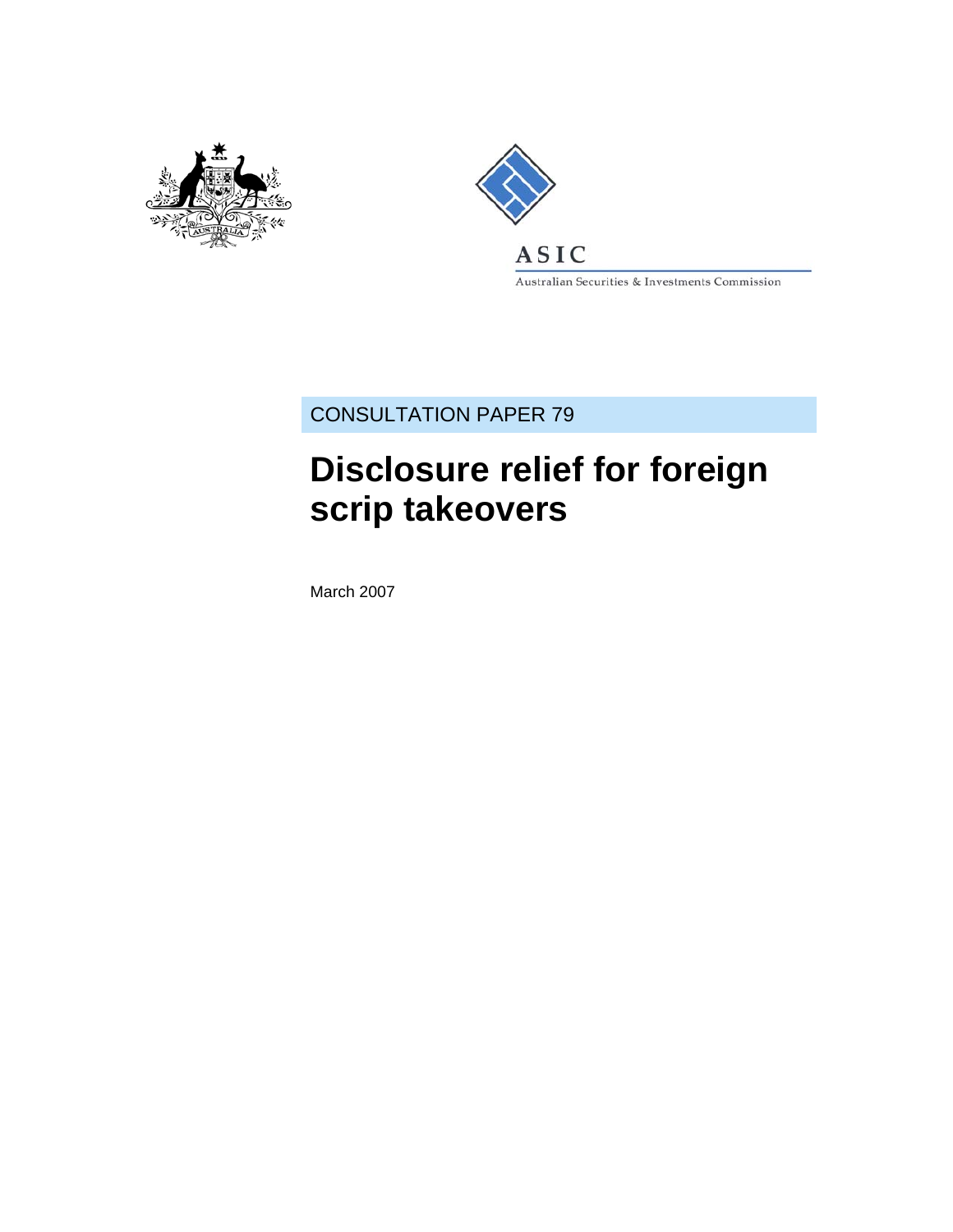ASIC

Australian Securities & Investments Commission

CONSULTATION PAPER 79

# Disclosure relief for foreign scrip takeovers

March 2007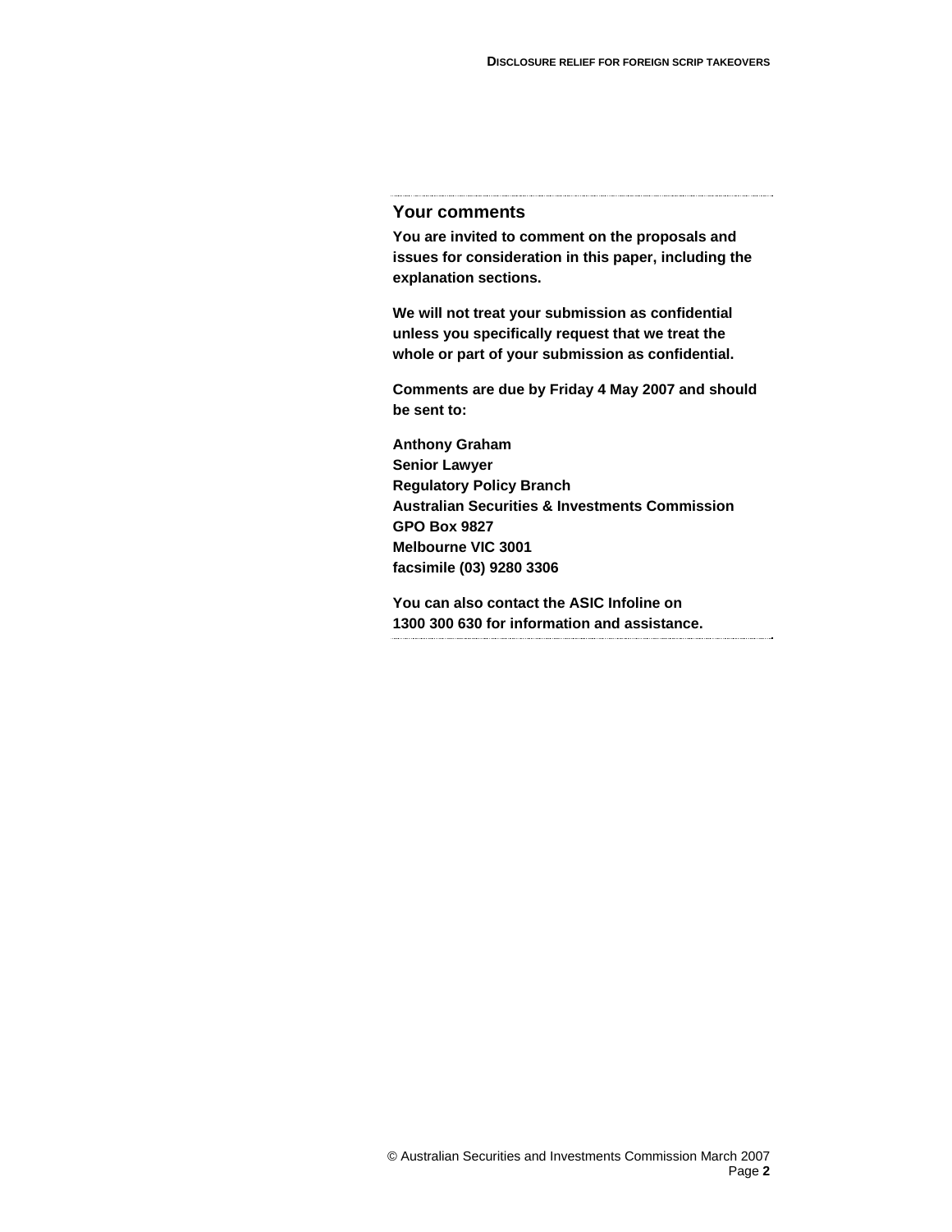## Your comments

**You are invited to comment on the proposals and issues for consideration in this paper, including the explanation sections.**

**We will not treat your submission as confidential unless you specifically request that we treat the whole or part of your submission as confidential.**

**Comments are due by Friday 4 May 2007 and should be sent to:**

**Anthony Graham**
**Senior Lawyer**
**Regulatory Policy Branch**
**Australian Securities & Investments Commission**
**GPO Box 9827**
**Melbourne VIC 3001**
**facsimile (03) 9280 3306**

**You can also contact the ASIC Infoline on 1300 300 630 for information and assistance.**

© Australian Securities and Investments Commission March 2007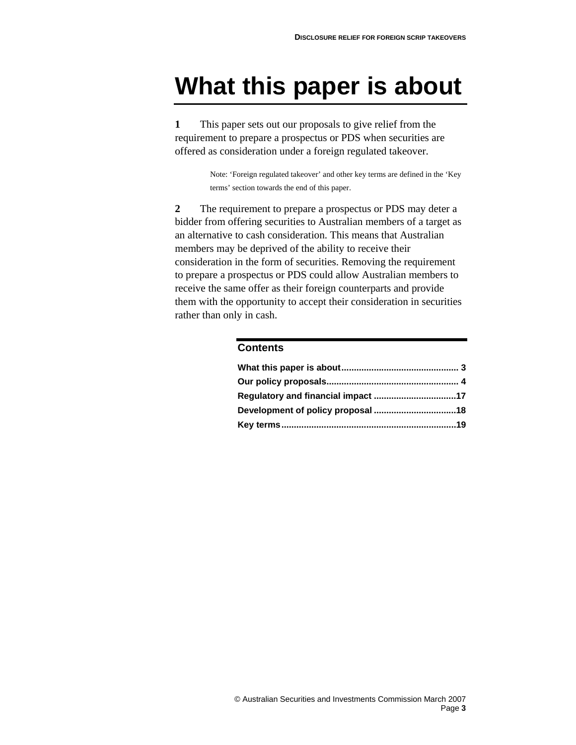# What this paper is about

**1** This paper sets out our proposals to give relief from the requirement to prepare a prospectus or PDS when securities are offered as consideration under a foreign regulated takeover.

> Note: 'Foreign regulated takeover' and other key terms are defined in the 'Key terms' section towards the end of this paper.

**2** The requirement to prepare a prospectus or PDS may deter a bidder from offering securities to Australian members of a target as an alternative to cash consideration. This means that Australian members may be deprived of the ability to receive their consideration in the form of securities. Removing the requirement to prepare a prospectus or PDS could allow Australian members to receive the same offer as their foreign counterparts and provide them with the opportunity to accept their consideration in securities rather than only in cash.

## Contents

**What this paper is about** .......... 3
**Our policy proposals** .......... 4
**Regulatory and financial impact** .......... 17
**Development of policy proposal** .......... 18
**Key terms** .......... 19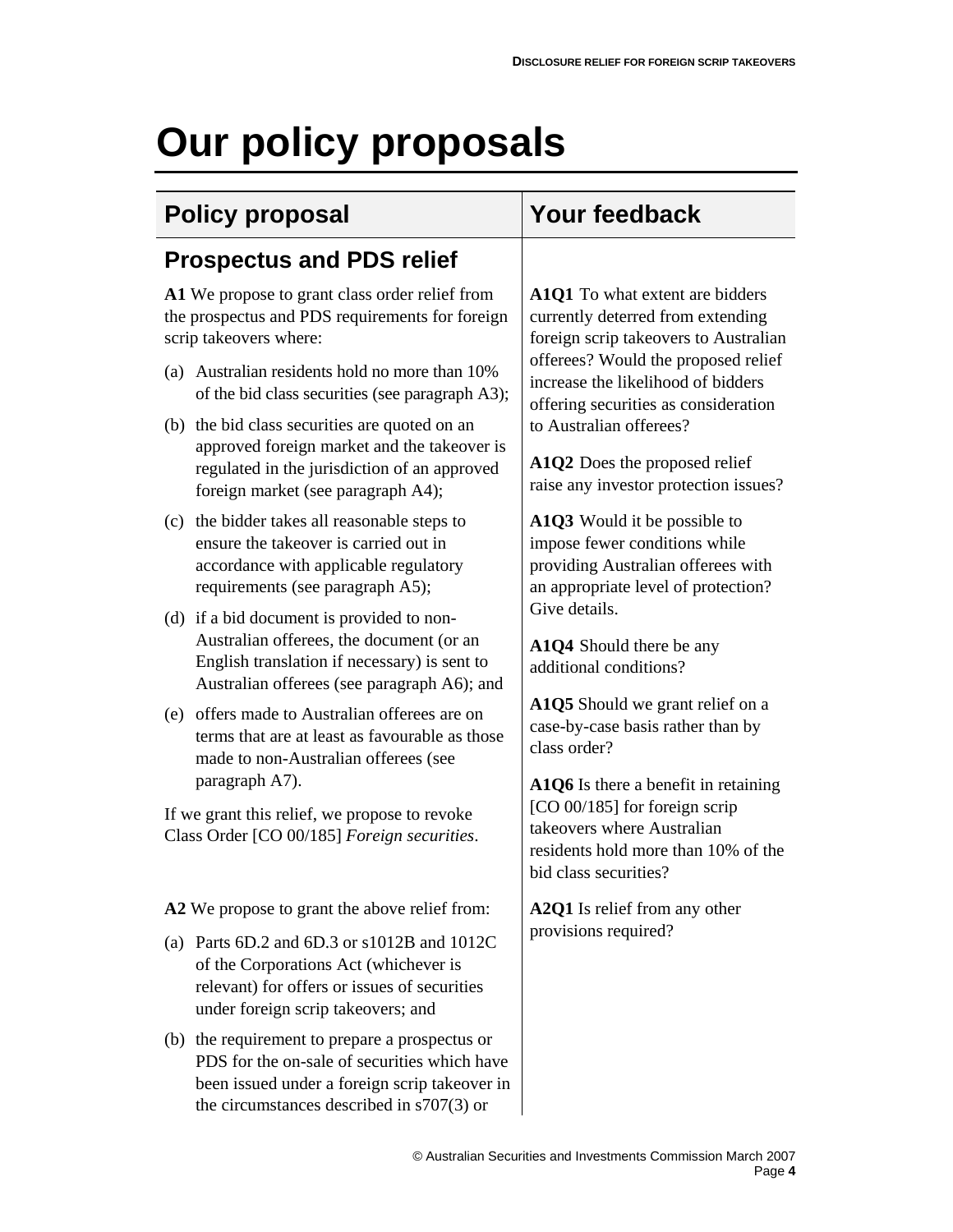# Our policy proposals

| Policy proposal | Your feedback |
|---|---|
| **Prospectus and PDS relief** | |
| **A1** We propose to grant class order relief from the prospectus and PDS requirements for foreign scrip takeovers where:<br>(a) Australian residents hold no more than 10% of the bid class securities (see paragraph A3);<br>(b) the bid class securities are quoted on an approved foreign market and the takeover is regulated in the jurisdiction of an approved foreign market (see paragraph A4);<br>(c) the bidder takes all reasonable steps to ensure the takeover is carried out in accordance with applicable regulatory requirements (see paragraph A5);<br>(d) if a bid document is provided to non-Australian offerees, the document (or an English translation if necessary) is sent to Australian offerees (see paragraph A6); and<br>(e) offers made to Australian offerees are on terms that are at least as favourable as those made to non-Australian offerees (see paragraph A7).<br>If we grant this relief, we propose to revoke Class Order [CO 00/185] *Foreign securities*. | **A1Q1** To what extent are bidders currently deterred from extending foreign scrip takeovers to Australian offerees? Would the proposed relief increase the likelihood of bidders offering securities as consideration to Australian offerees?<br>**A1Q2** Does the proposed relief raise any investor protection issues?<br>**A1Q3** Would it be possible to impose fewer conditions while providing Australian offerees with an appropriate level of protection? Give details.<br>**A1Q4** Should there be any additional conditions?<br>**A1Q5** Should we grant relief on a case-by-case basis rather than by class order?<br>**A1Q6** Is there a benefit in retaining [CO 00/185] for foreign scrip takeovers where Australian residents hold more than 10% of the bid class securities? |
| **A2** We propose to grant the above relief from:<br>(a) Parts 6D.2 and 6D.3 or s1012B and 1012C of the Corporations Act (whichever is relevant) for offers or issues of securities under foreign scrip takeovers; and<br>(b) the requirement to prepare a prospectus or PDS for the on-sale of securities which have been issued under a foreign scrip takeover in the circumstances described in s707(3) or | **A2Q1** Is relief from any other provisions required? |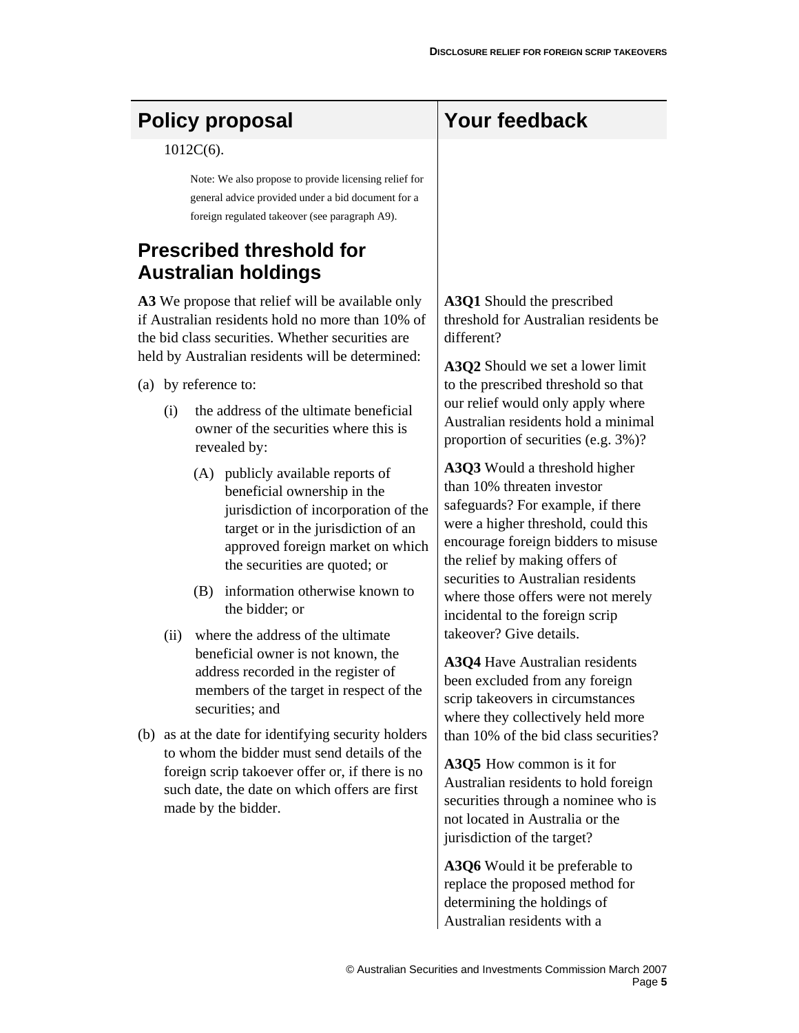| Policy proposal | Your feedback |
|---|---|
| 1012C(6). | |

Note: We also propose to provide licensing relief for general advice provided under a bid document for a foreign regulated takeover (see paragraph A9).

## Prescribed threshold for Australian holdings

**A3** We propose that relief will be available only if Australian residents hold no more than 10% of the bid class securities. Whether securities are held by Australian residents will be determined:

(a) by reference to:

- (i) the address of the ultimate beneficial owner of the securities where this is revealed by:
  - (A) publicly available reports of beneficial ownership in the jurisdiction of incorporation of the target or in the jurisdiction of an approved foreign market on which the securities are quoted; or
  - (B) information otherwise known to the bidder; or
- (ii) where the address of the ultimate beneficial owner is not known, the address recorded in the register of members of the target in respect of the securities; and

(b) as at the date for identifying security holders to whom the bidder must send details of the foreign scrip takoever offer or, if there is no such date, the date on which offers are first made by the bidder.

**Your feedback**

**A3Q1** Should the prescribed threshold for Australian residents be different?

**A3Q2** Should we set a lower limit to the prescribed threshold so that our relief would only apply where Australian residents hold a minimal proportion of securities (e.g. 3%)?

**A3Q3** Would a threshold higher than 10% threaten investor safeguards? For example, if there were a higher threshold, could this encourage foreign bidders to misuse the relief by making offers of securities to Australian residents where those offers were not merely incidental to the foreign scrip takeover? Give details.

**A3Q4** Have Australian residents been excluded from any foreign scrip takeovers in circumstances where they collectively held more than 10% of the bid class securities?

**A3Q5** How common is it for Australian residents to hold foreign securities through a nominee who is not located in Australia or the jurisdiction of the target?

**A3Q6** Would it be preferable to replace the proposed method for determining the holdings of Australian residents with a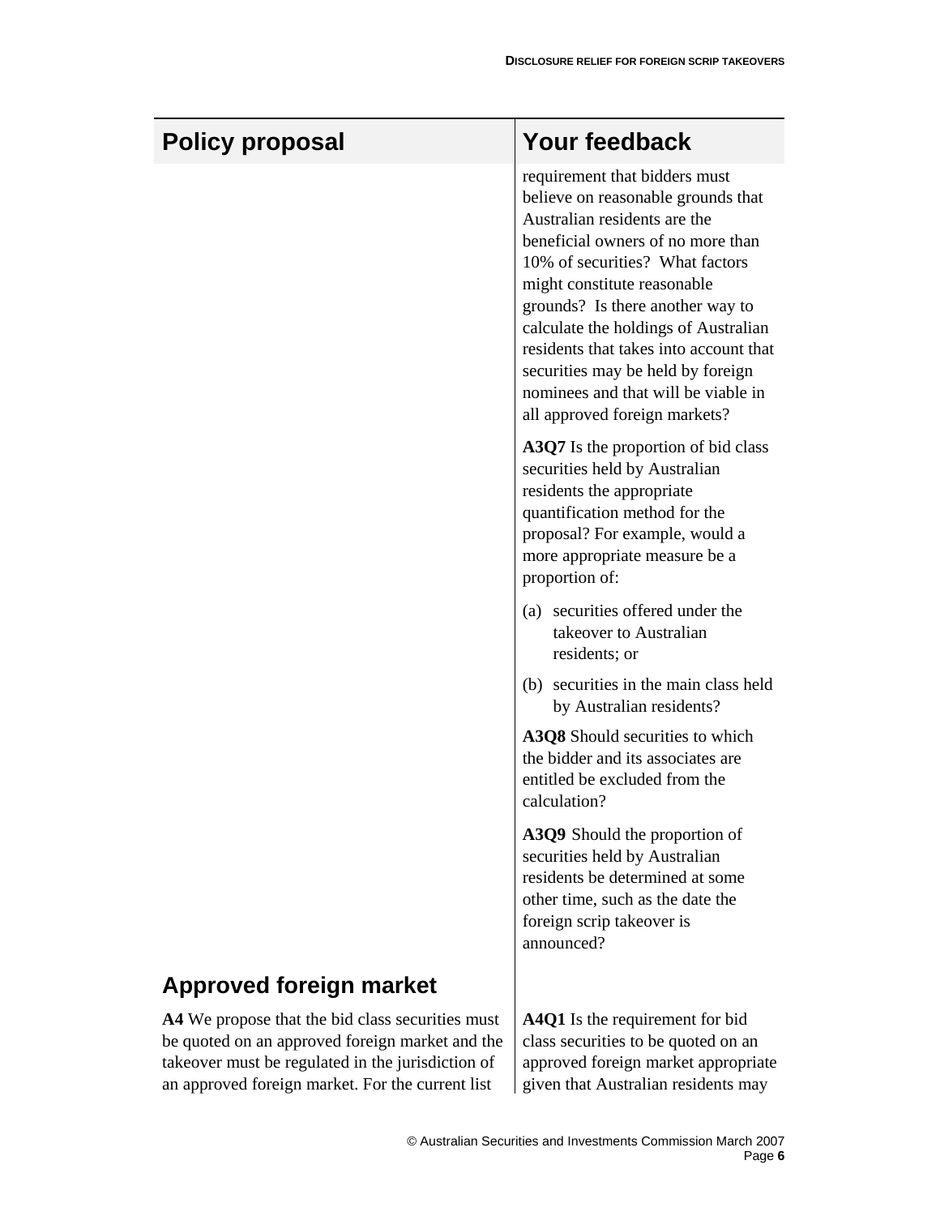| Policy proposal | Your feedback |
|---|---|
| | requirement that bidders must believe on reasonable grounds that Australian residents are the beneficial owners of no more than 10% of securities? What factors might constitute reasonable grounds? Is there another way to calculate the holdings of Australian residents that takes into account that securities may be held by foreign nominees and that will be viable in all approved foreign markets? |
| | **A3Q7** Is the proportion of bid class securities held by Australian residents the appropriate quantification method for the proposal? For example, would a more appropriate measure be a proportion of:<br>(a) securities offered under the takeover to Australian residents; or<br>(b) securities in the main class held by Australian residents? |
| | **A3Q8** Should securities to which the bidder and its associates are entitled be excluded from the calculation? |
| | **A3Q9** Should the proportion of securities held by Australian residents be determined at some other time, such as the date the foreign scrip takeover is announced? |
| **Approved foreign market** | |
| **A4** We propose that the bid class securities must be quoted on an approved foreign market and the takeover must be regulated in the jurisdiction of an approved foreign market. For the current list | **A4Q1** Is the requirement for bid class securities to be quoted on an approved foreign market appropriate given that Australian residents may |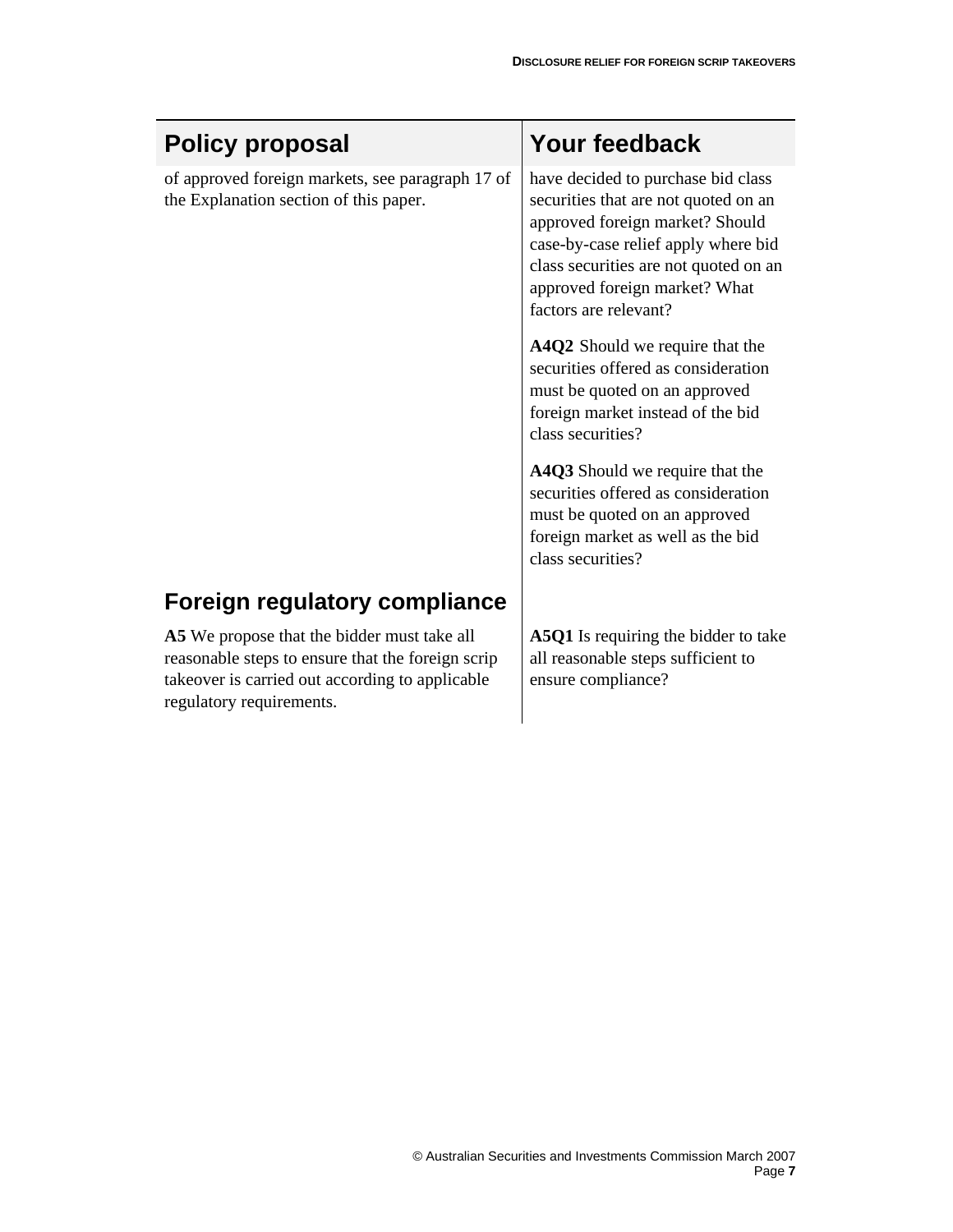| Policy proposal | Your feedback |
| --- | --- |
| of approved foreign markets, see paragraph 17 of the Explanation section of this paper. | have decided to purchase bid class securities that are not quoted on an approved foreign market? Should case-by-case relief apply where bid class securities are not quoted on an approved foreign market? What factors are relevant? |
| | **A4Q2** Should we require that the securities offered as consideration must be quoted on an approved foreign market instead of the bid class securities? |
| | **A4Q3** Should we require that the securities offered as consideration must be quoted on an approved foreign market as well as the bid class securities? |
| **Foreign regulatory compliance** | |
| **A5** We propose that the bidder must take all reasonable steps to ensure that the foreign scrip takeover is carried out according to applicable regulatory requirements. | **A5Q1** Is requiring the bidder to take all reasonable steps sufficient to ensure compliance? |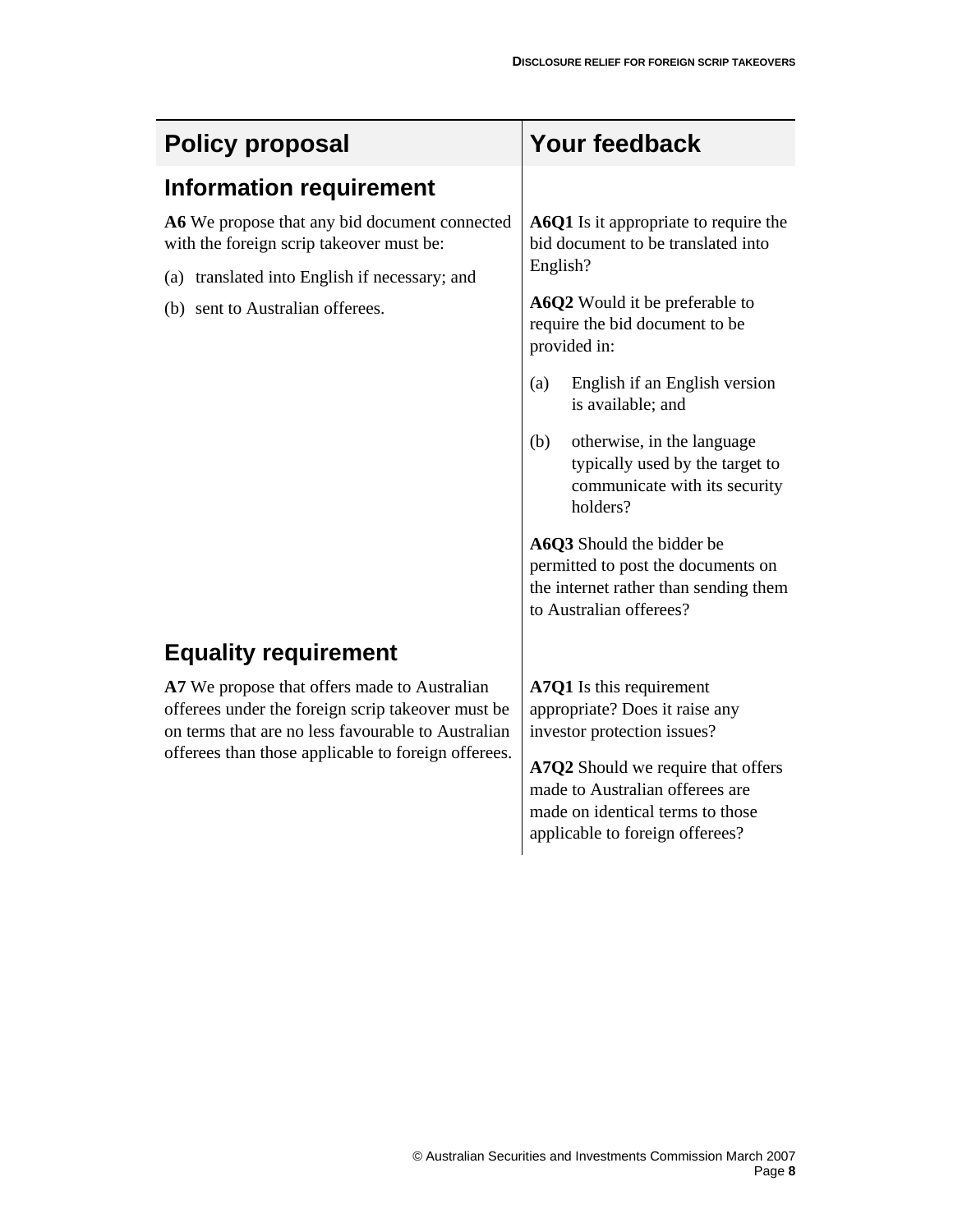| Policy proposal | Your feedback |
|---|---|
| **Information requirement** | |
| **A6** We propose that any bid document connected with the foreign scrip takeover must be:<br>(a) translated into English if necessary; and<br>(b) sent to Australian offerees. | **A6Q1** Is it appropriate to require the bid document to be translated into English?<br><br>**A6Q2** Would it be preferable to require the bid document to be provided in:<br>(a) English if an English version is available; and<br>(b) otherwise, in the language typically used by the target to communicate with its security holders?<br><br>**A6Q3** Should the bidder be permitted to post the documents on the internet rather than sending them to Australian offerees? |
| **Equality requirement** | |
| **A7** We propose that offers made to Australian offerees under the foreign scrip takeover must be on terms that are no less favourable to Australian offerees than those applicable to foreign offerees. | **A7Q1** Is this requirement appropriate? Does it raise any investor protection issues?<br><br>**A7Q2** Should we require that offers made to Australian offerees are made on identical terms to those applicable to foreign offerees? |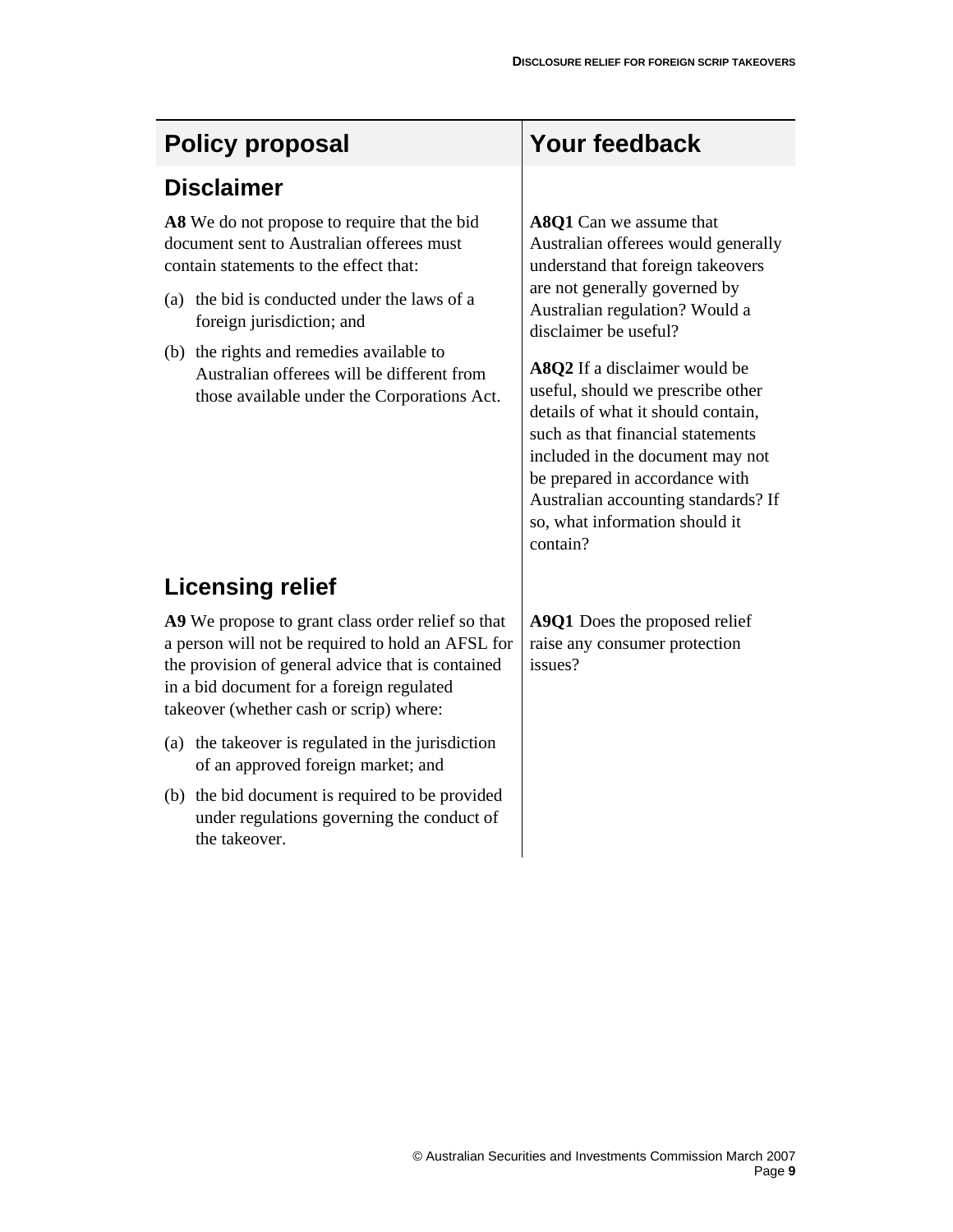| Policy proposal | Your feedback |
|---|---|
| **Disclaimer** | |
| **A8** We do not propose to require that the bid document sent to Australian offerees must contain statements to the effect that:<br>(a) the bid is conducted under the laws of a foreign jurisdiction; and<br>(b) the rights and remedies available to Australian offerees will be different from those available under the Corporations Act. | **A8Q1** Can we assume that Australian offerees would generally understand that foreign takeovers are not generally governed by Australian regulation? Would a disclaimer be useful?<br>**A8Q2** If a disclaimer would be useful, should we prescribe other details of what it should contain, such as that financial statements included in the document may not be prepared in accordance with Australian accounting standards? If so, what information should it contain? |
| **Licensing relief** | |
| **A9** We propose to grant class order relief so that a person will not be required to hold an AFSL for the provision of general advice that is contained in a bid document for a foreign regulated takeover (whether cash or scrip) where:<br>(a) the takeover is regulated in the jurisdiction of an approved foreign market; and<br>(b) the bid document is required to be provided under regulations governing the conduct of the takeover. | **A9Q1** Does the proposed relief raise any consumer protection issues? |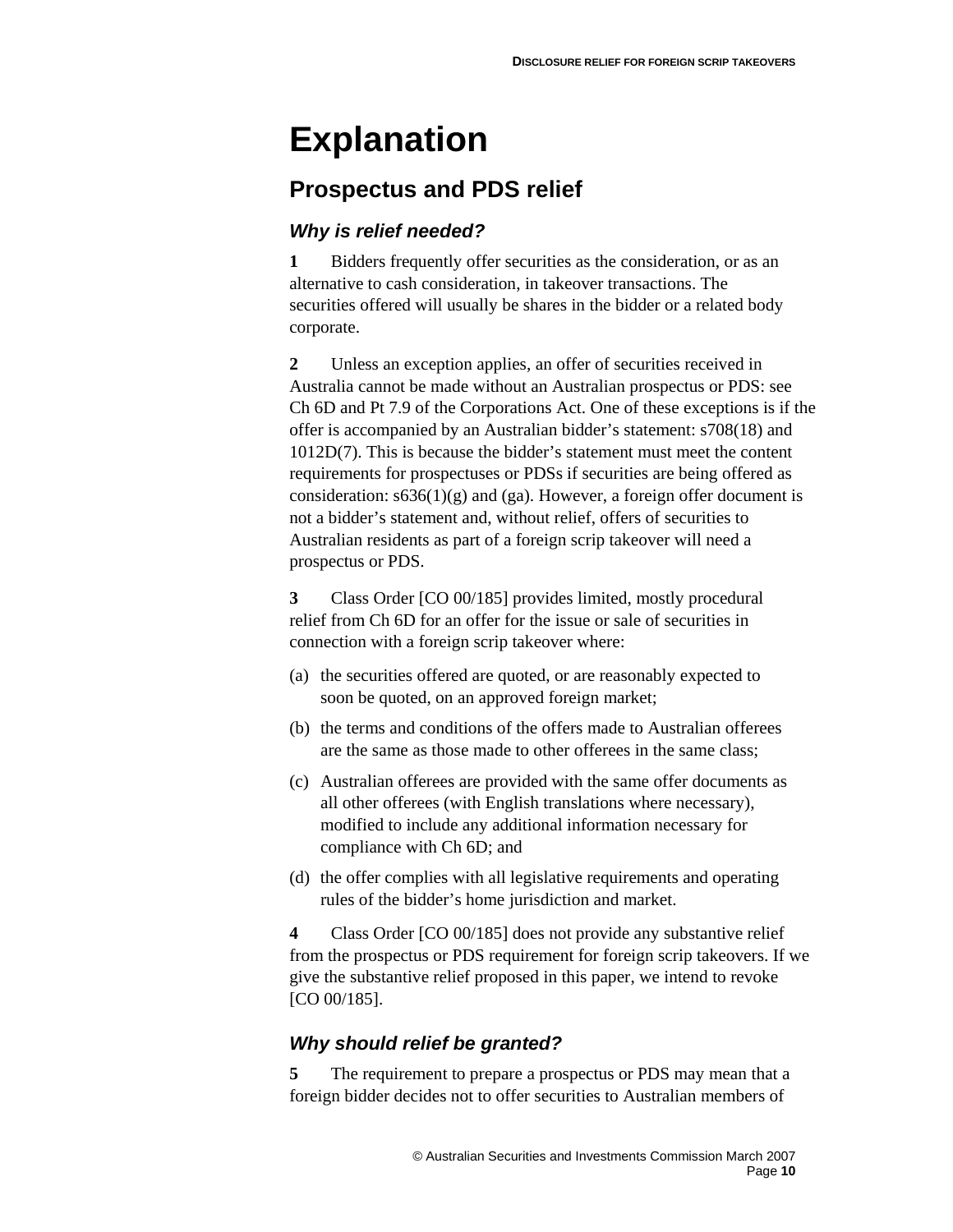# Explanation

## Prospectus and PDS relief

### *Why is relief needed?*

**1** Bidders frequently offer securities as the consideration, or as an alternative to cash consideration, in takeover transactions. The securities offered will usually be shares in the bidder or a related body corporate.

**2** Unless an exception applies, an offer of securities received in Australia cannot be made without an Australian prospectus or PDS: see Ch 6D and Pt 7.9 of the Corporations Act. One of these exceptions is if the offer is accompanied by an Australian bidder's statement: s708(18) and 1012D(7). This is because the bidder's statement must meet the content requirements for prospectuses or PDSs if securities are being offered as consideration: s636(1)(g) and (ga). However, a foreign offer document is not a bidder's statement and, without relief, offers of securities to Australian residents as part of a foreign scrip takeover will need a prospectus or PDS.

**3** Class Order [CO 00/185] provides limited, mostly procedural relief from Ch 6D for an offer for the issue or sale of securities in connection with a foreign scrip takeover where:

(a) the securities offered are quoted, or are reasonably expected to soon be quoted, on an approved foreign market;

(b) the terms and conditions of the offers made to Australian offerees are the same as those made to other offerees in the same class;

(c) Australian offerees are provided with the same offer documents as all other offerees (with English translations where necessary), modified to include any additional information necessary for compliance with Ch 6D; and

(d) the offer complies with all legislative requirements and operating rules of the bidder's home jurisdiction and market.

**4** Class Order [CO 00/185] does not provide any substantive relief from the prospectus or PDS requirement for foreign scrip takeovers. If we give the substantive relief proposed in this paper, we intend to revoke [CO 00/185].

### *Why should relief be granted?*

**5** The requirement to prepare a prospectus or PDS may mean that a foreign bidder decides not to offer securities to Australian members of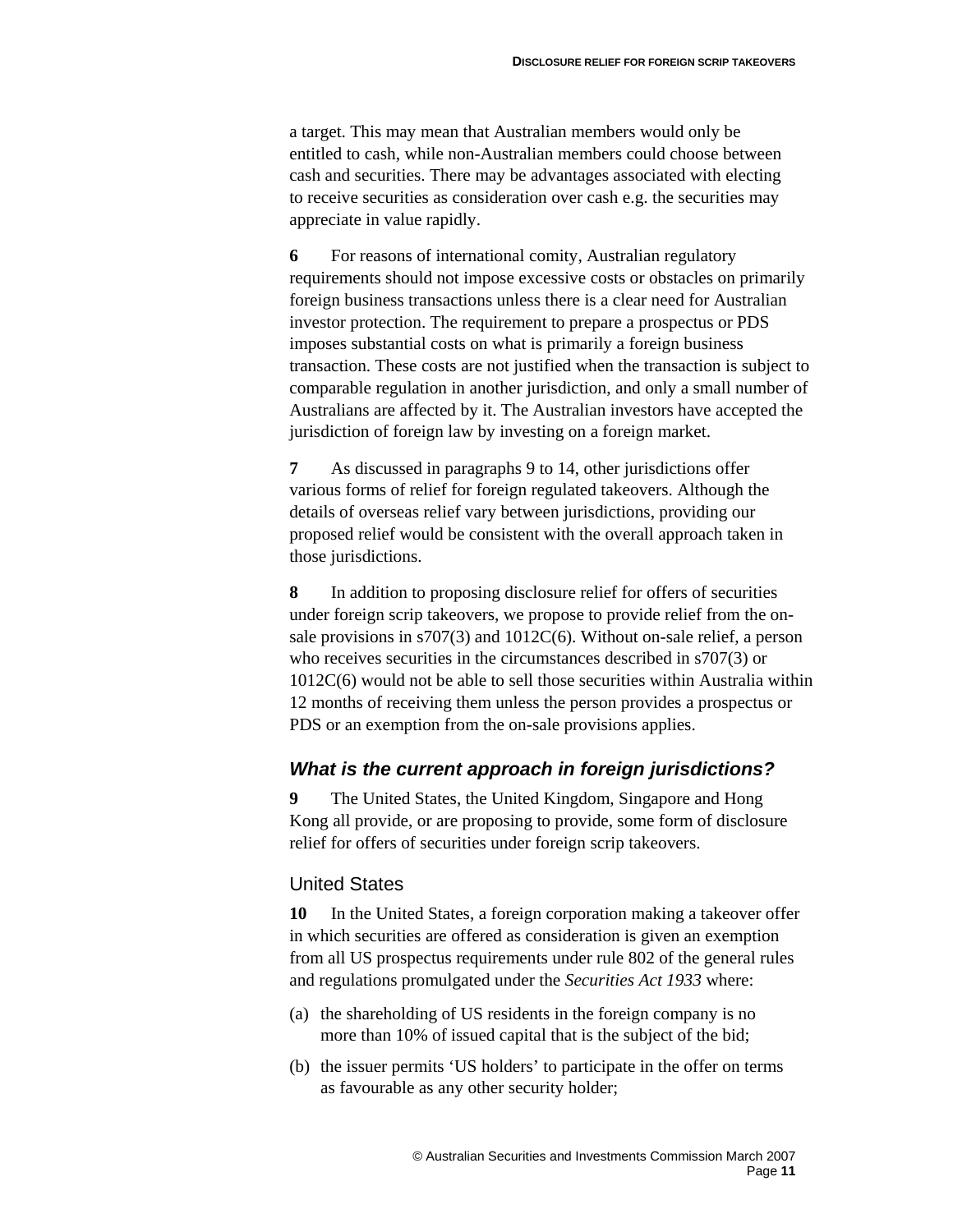a target. This may mean that Australian members would only be entitled to cash, while non-Australian members could choose between cash and securities. There may be advantages associated with electing to receive securities as consideration over cash e.g. the securities may appreciate in value rapidly.

**6** For reasons of international comity, Australian regulatory requirements should not impose excessive costs or obstacles on primarily foreign business transactions unless there is a clear need for Australian investor protection. The requirement to prepare a prospectus or PDS imposes substantial costs on what is primarily a foreign business transaction. These costs are not justified when the transaction is subject to comparable regulation in another jurisdiction, and only a small number of Australians are affected by it. The Australian investors have accepted the jurisdiction of foreign law by investing on a foreign market.

**7** As discussed in paragraphs 9 to 14, other jurisdictions offer various forms of relief for foreign regulated takeovers. Although the details of overseas relief vary between jurisdictions, providing our proposed relief would be consistent with the overall approach taken in those jurisdictions.

**8** In addition to proposing disclosure relief for offers of securities under foreign scrip takeovers, we propose to provide relief from the on-sale provisions in s707(3) and 1012C(6). Without on-sale relief, a person who receives securities in the circumstances described in s707(3) or 1012C(6) would not be able to sell those securities within Australia within 12 months of receiving them unless the person provides a prospectus or PDS or an exemption from the on-sale provisions applies.

### *What is the current approach in foreign jurisdictions?*

**9** The United States, the United Kingdom, Singapore and Hong Kong all provide, or are proposing to provide, some form of disclosure relief for offers of securities under foreign scrip takeovers.

#### United States

**10** In the United States, a foreign corporation making a takeover offer in which securities are offered as consideration is given an exemption from all US prospectus requirements under rule 802 of the general rules and regulations promulgated under the *Securities Act 1933* where:

(a) the shareholding of US residents in the foreign company is no more than 10% of issued capital that is the subject of the bid;

(b) the issuer permits 'US holders' to participate in the offer on terms as favourable as any other security holder;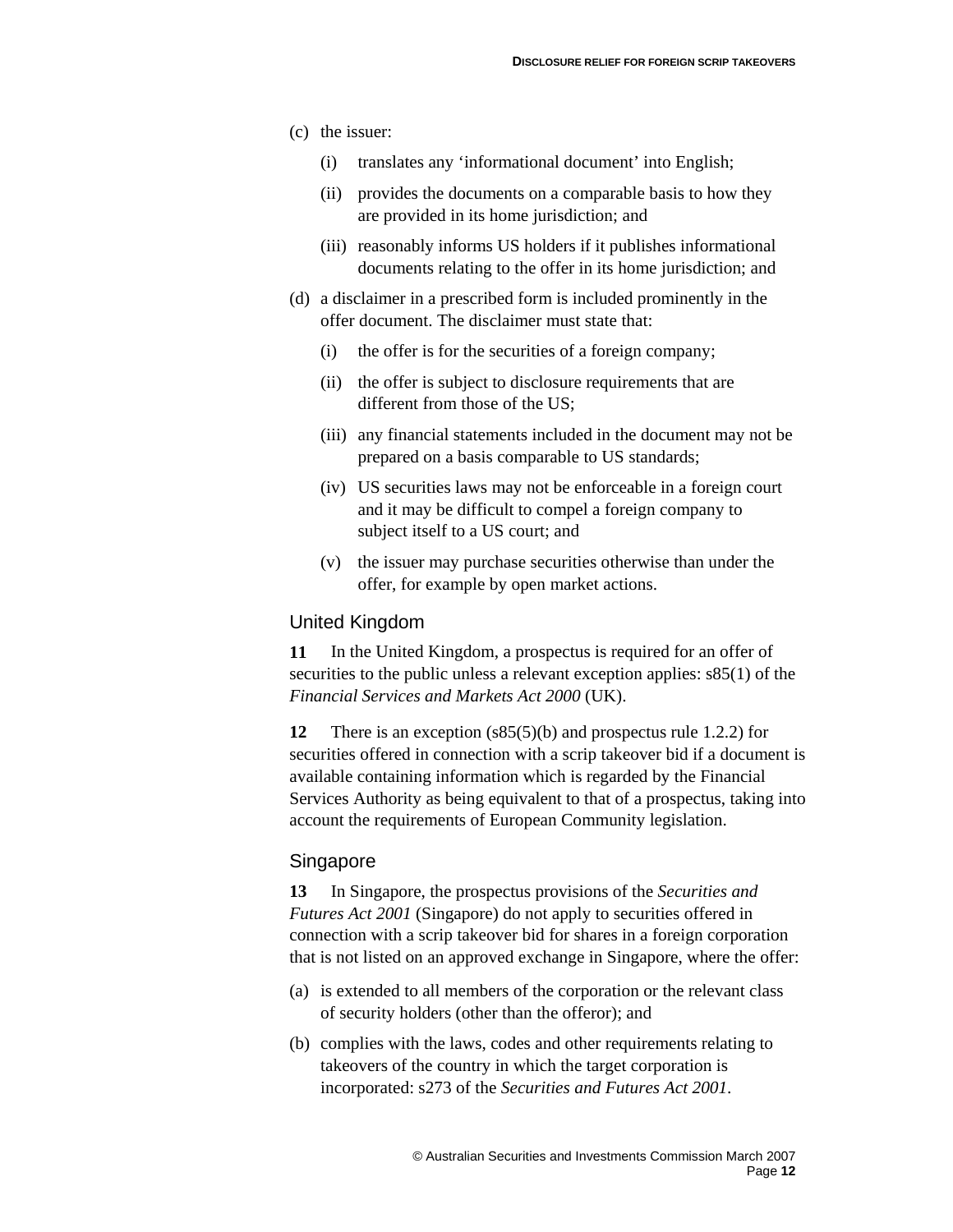(c) the issuer:

    (i) translates any ‘informational document’ into English;

    (ii) provides the documents on a comparable basis to how they are provided in its home jurisdiction; and

    (iii) reasonably informs US holders if it publishes informational documents relating to the offer in its home jurisdiction; and

(d) a disclaimer in a prescribed form is included prominently in the offer document. The disclaimer must state that:

    (i) the offer is for the securities of a foreign company;

    (ii) the offer is subject to disclosure requirements that are different from those of the US;

    (iii) any financial statements included in the document may not be prepared on a basis comparable to US standards;

    (iv) US securities laws may not be enforceable in a foreign court and it may be difficult to compel a foreign company to subject itself to a US court; and

    (v) the issuer may purchase securities otherwise than under the offer, for example by open market actions.

## United Kingdom

**11** In the United Kingdom, a prospectus is required for an offer of securities to the public unless a relevant exception applies: s85(1) of the *Financial Services and Markets Act 2000* (UK).

**12** There is an exception (s85(5)(b) and prospectus rule 1.2.2) for securities offered in connection with a scrip takeover bid if a document is available containing information which is regarded by the Financial Services Authority as being equivalent to that of a prospectus, taking into account the requirements of European Community legislation.

## Singapore

**13** In Singapore, the prospectus provisions of the *Securities and Futures Act 2001* (Singapore) do not apply to securities offered in connection with a scrip takeover bid for shares in a foreign corporation that is not listed on an approved exchange in Singapore, where the offer:

(a) is extended to all members of the corporation or the relevant class of security holders (other than the offeror); and

(b) complies with the laws, codes and other requirements relating to takeovers of the country in which the target corporation is incorporated: s273 of the *Securities and Futures Act 2001*.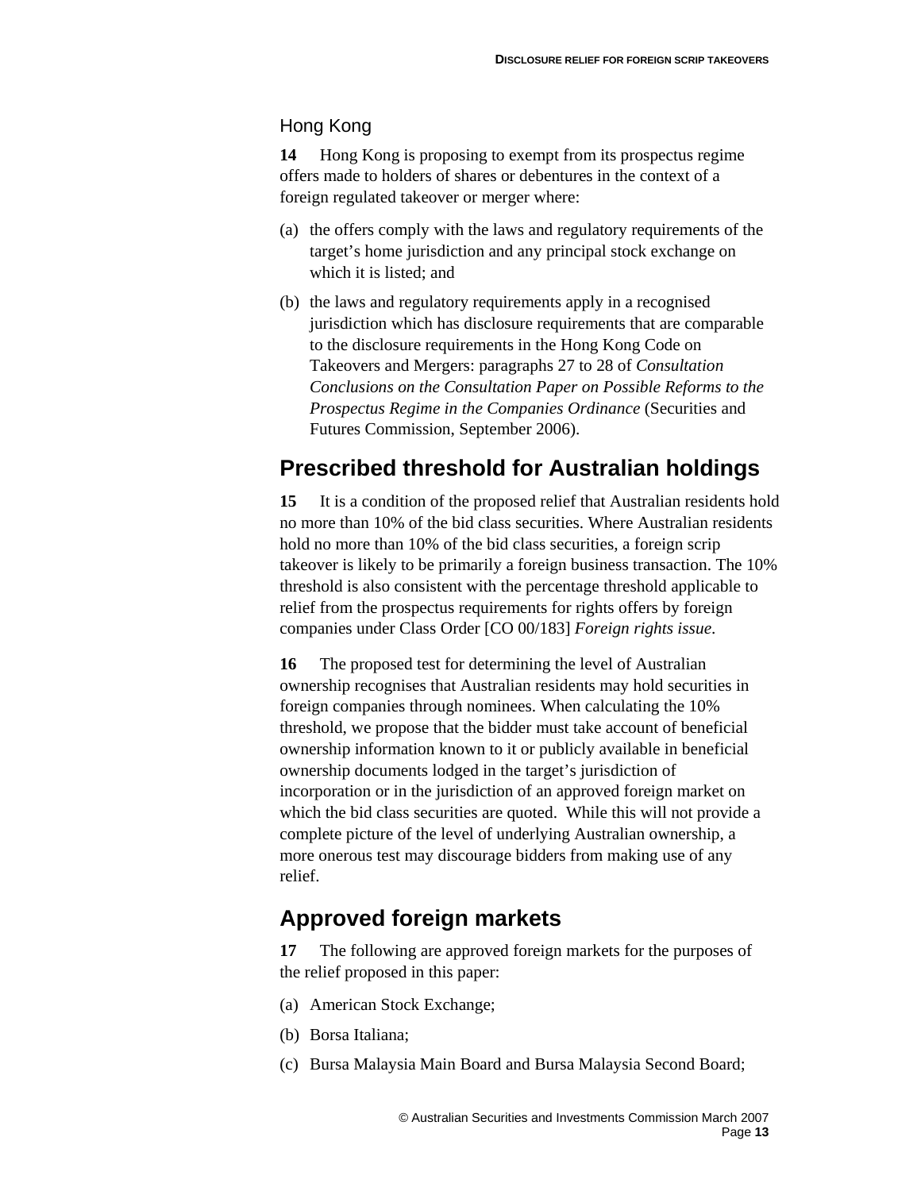### Hong Kong

**14** Hong Kong is proposing to exempt from its prospectus regime offers made to holders of shares or debentures in the context of a foreign regulated takeover or merger where:

(a) the offers comply with the laws and regulatory requirements of the target's home jurisdiction and any principal stock exchange on which it is listed; and

(b) the laws and regulatory requirements apply in a recognised jurisdiction which has disclosure requirements that are comparable to the disclosure requirements in the Hong Kong Code on Takeovers and Mergers: paragraphs 27 to 28 of *Consultation Conclusions on the Consultation Paper on Possible Reforms to the Prospectus Regime in the Companies Ordinance* (Securities and Futures Commission, September 2006).

## Prescribed threshold for Australian holdings

**15** It is a condition of the proposed relief that Australian residents hold no more than 10% of the bid class securities. Where Australian residents hold no more than 10% of the bid class securities, a foreign scrip takeover is likely to be primarily a foreign business transaction. The 10% threshold is also consistent with the percentage threshold applicable to relief from the prospectus requirements for rights offers by foreign companies under Class Order [CO 00/183] *Foreign rights issue*.

**16** The proposed test for determining the level of Australian ownership recognises that Australian residents may hold securities in foreign companies through nominees. When calculating the 10% threshold, we propose that the bidder must take account of beneficial ownership information known to it or publicly available in beneficial ownership documents lodged in the target's jurisdiction of incorporation or in the jurisdiction of an approved foreign market on which the bid class securities are quoted. While this will not provide a complete picture of the level of underlying Australian ownership, a more onerous test may discourage bidders from making use of any relief.

## Approved foreign markets

**17** The following are approved foreign markets for the purposes of the relief proposed in this paper:

(a) American Stock Exchange;

(b) Borsa Italiana;

(c) Bursa Malaysia Main Board and Bursa Malaysia Second Board;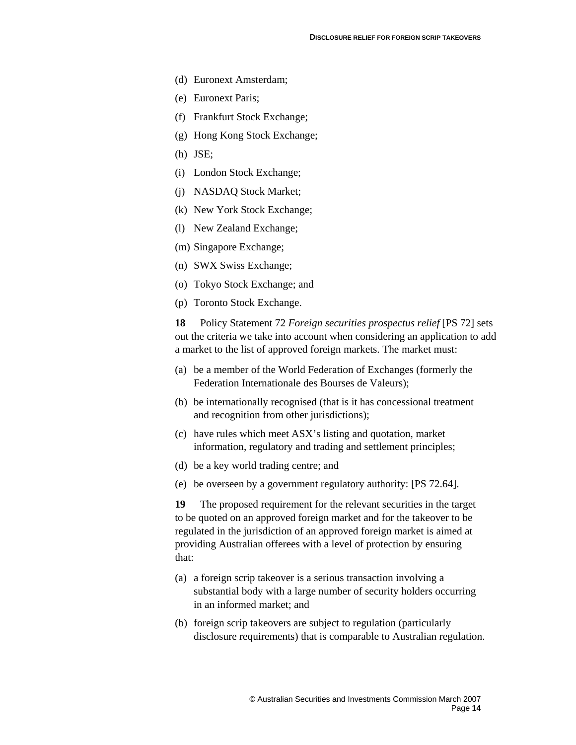(d) Euronext Amsterdam;

(e) Euronext Paris;

(f) Frankfurt Stock Exchange;

(g) Hong Kong Stock Exchange;

(h) JSE;

(i) London Stock Exchange;

(j) NASDAQ Stock Market;

(k) New York Stock Exchange;

(l) New Zealand Exchange;

(m) Singapore Exchange;

(n) SWX Swiss Exchange;

(o) Tokyo Stock Exchange; and

(p) Toronto Stock Exchange.

**18** Policy Statement 72 *Foreign securities prospectus relief* [PS 72] sets out the criteria we take into account when considering an application to add a market to the list of approved foreign markets. The market must:

(a) be a member of the World Federation of Exchanges (formerly the Federation Internationale des Bourses de Valeurs);

(b) be internationally recognised (that is it has concessional treatment and recognition from other jurisdictions);

(c) have rules which meet ASX's listing and quotation, market information, regulatory and trading and settlement principles;

(d) be a key world trading centre; and

(e) be overseen by a government regulatory authority: [PS 72.64].

**19** The proposed requirement for the relevant securities in the target to be quoted on an approved foreign market and for the takeover to be regulated in the jurisdiction of an approved foreign market is aimed at providing Australian offerees with a level of protection by ensuring that:

(a) a foreign scrip takeover is a serious transaction involving a substantial body with a large number of security holders occurring in an informed market; and

(b) foreign scrip takeovers are subject to regulation (particularly disclosure requirements) that is comparable to Australian regulation.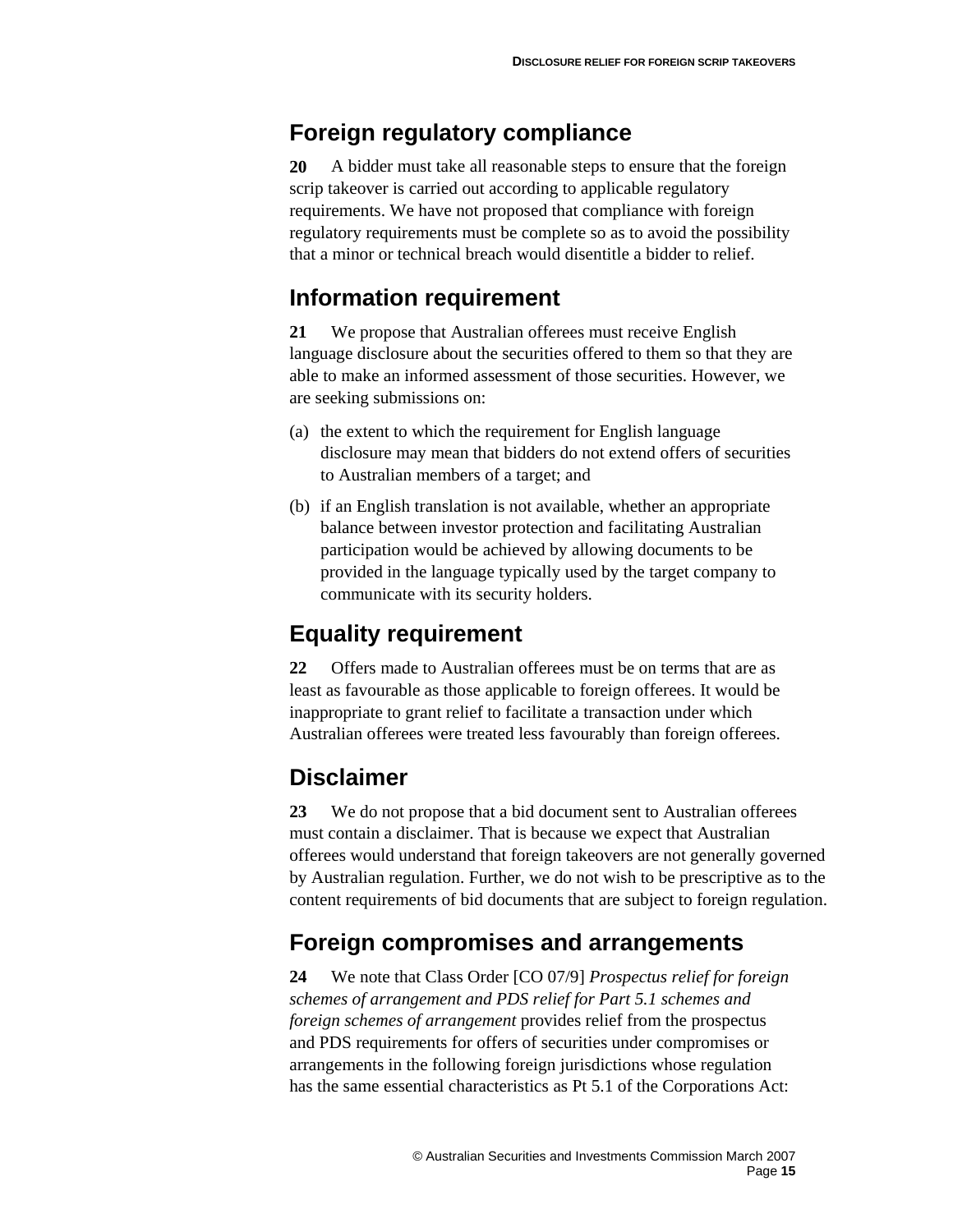## Foreign regulatory compliance

**20** A bidder must take all reasonable steps to ensure that the foreign scrip takeover is carried out according to applicable regulatory requirements. We have not proposed that compliance with foreign regulatory requirements must be complete so as to avoid the possibility that a minor or technical breach would disentitle a bidder to relief.

## Information requirement

**21** We propose that Australian offerees must receive English language disclosure about the securities offered to them so that they are able to make an informed assessment of those securities. However, we are seeking submissions on:

(a) the extent to which the requirement for English language disclosure may mean that bidders do not extend offers of securities to Australian members of a target; and

(b) if an English translation is not available, whether an appropriate balance between investor protection and facilitating Australian participation would be achieved by allowing documents to be provided in the language typically used by the target company to communicate with its security holders.

## Equality requirement

**22** Offers made to Australian offerees must be on terms that are as least as favourable as those applicable to foreign offerees. It would be inappropriate to grant relief to facilitate a transaction under which Australian offerees were treated less favourably than foreign offerees.

## Disclaimer

**23** We do not propose that a bid document sent to Australian offerees must contain a disclaimer. That is because we expect that Australian offerees would understand that foreign takeovers are not generally governed by Australian regulation. Further, we do not wish to be prescriptive as to the content requirements of bid documents that are subject to foreign regulation.

## Foreign compromises and arrangements

**24** We note that Class Order [CO 07/9] *Prospectus relief for foreign schemes of arrangement and PDS relief for Part 5.1 schemes and foreign schemes of arrangement* provides relief from the prospectus and PDS requirements for offers of securities under compromises or arrangements in the following foreign jurisdictions whose regulation has the same essential characteristics as Pt 5.1 of the Corporations Act: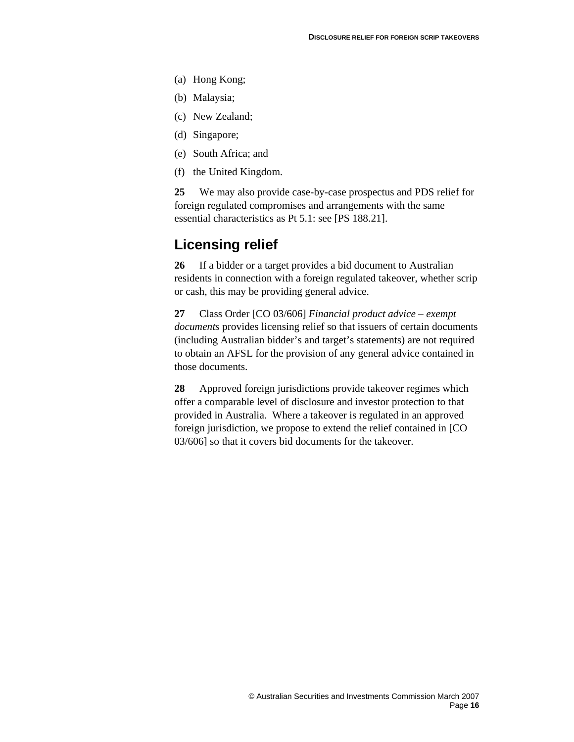(a) Hong Kong;

(b) Malaysia;

(c) New Zealand;

(d) Singapore;

(e) South Africa; and

(f) the United Kingdom.

**25** We may also provide case-by-case prospectus and PDS relief for foreign regulated compromises and arrangements with the same essential characteristics as Pt 5.1: see [PS 188.21].

## Licensing relief

**26** If a bidder or a target provides a bid document to Australian residents in connection with a foreign regulated takeover, whether scrip or cash, this may be providing general advice.

**27** Class Order [CO 03/606] *Financial product advice – exempt documents* provides licensing relief so that issuers of certain documents (including Australian bidder's and target's statements) are not required to obtain an AFSL for the provision of any general advice contained in those documents.

**28** Approved foreign jurisdictions provide takeover regimes which offer a comparable level of disclosure and investor protection to that provided in Australia. Where a takeover is regulated in an approved foreign jurisdiction, we propose to extend the relief contained in [CO 03/606] so that it covers bid documents for the takeover.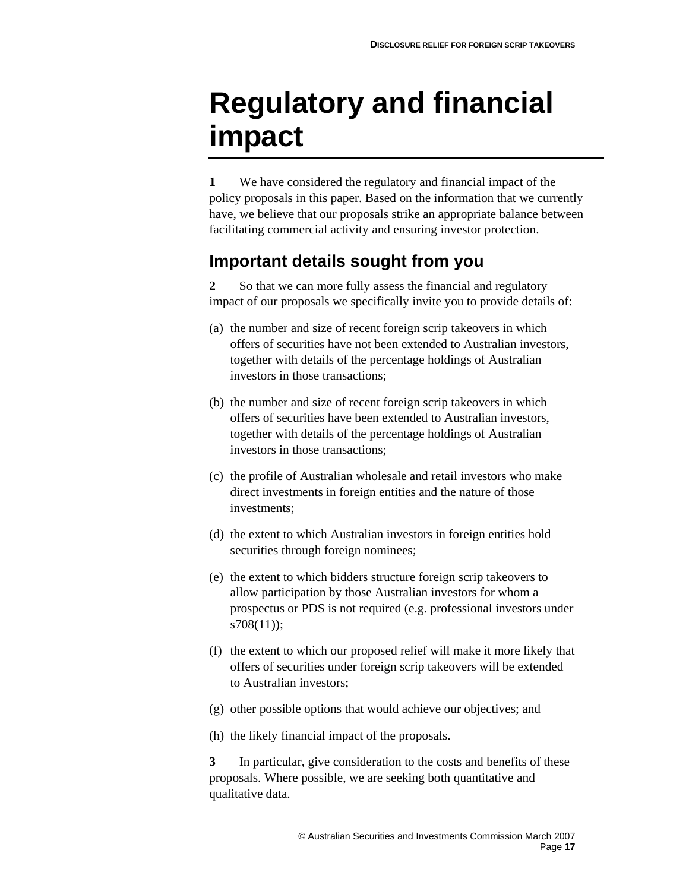# Regulatory and financial impact

**1** We have considered the regulatory and financial impact of the policy proposals in this paper. Based on the information that we currently have, we believe that our proposals strike an appropriate balance between facilitating commercial activity and ensuring investor protection.

## Important details sought from you

**2** So that we can more fully assess the financial and regulatory impact of our proposals we specifically invite you to provide details of:

(a) the number and size of recent foreign scrip takeovers in which offers of securities have not been extended to Australian investors, together with details of the percentage holdings of Australian investors in those transactions;

(b) the number and size of recent foreign scrip takeovers in which offers of securities have been extended to Australian investors, together with details of the percentage holdings of Australian investors in those transactions;

(c) the profile of Australian wholesale and retail investors who make direct investments in foreign entities and the nature of those investments;

(d) the extent to which Australian investors in foreign entities hold securities through foreign nominees;

(e) the extent to which bidders structure foreign scrip takeovers to allow participation by those Australian investors for whom a prospectus or PDS is not required (e.g. professional investors under s708(11));

(f) the extent to which our proposed relief will make it more likely that offers of securities under foreign scrip takeovers will be extended to Australian investors;

(g) other possible options that would achieve our objectives; and

(h) the likely financial impact of the proposals.

**3** In particular, give consideration to the costs and benefits of these proposals. Where possible, we are seeking both quantitative and qualitative data.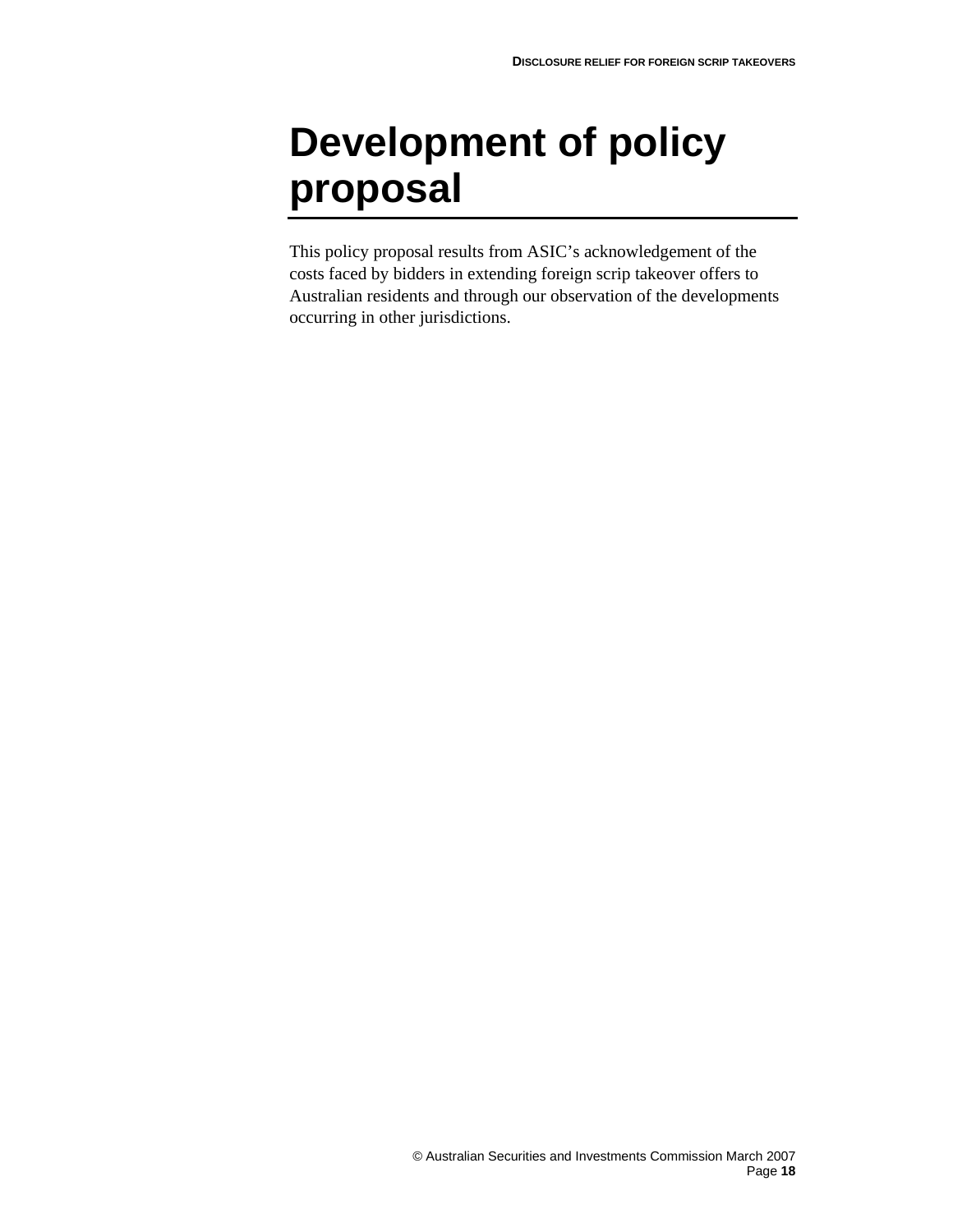# Development of policy proposal

This policy proposal results from ASIC's acknowledgement of the costs faced by bidders in extending foreign scrip takeover offers to Australian residents and through our observation of the developments occurring in other jurisdictions.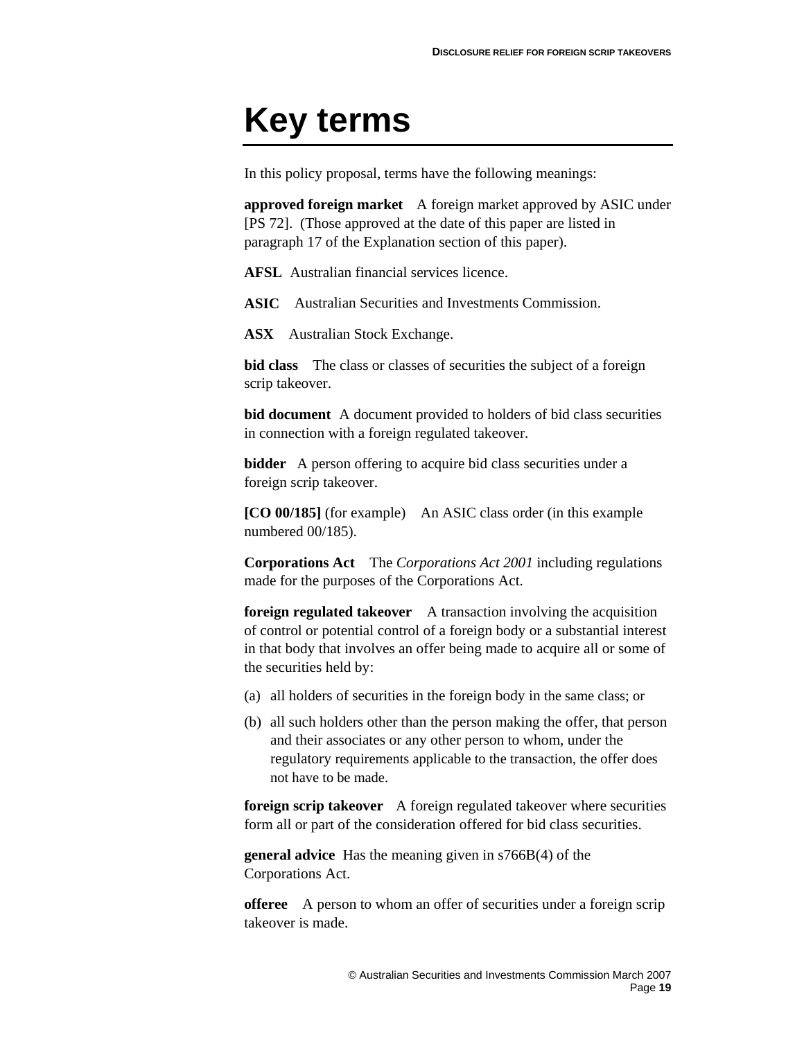# Key terms

In this policy proposal, terms have the following meanings:

**approved foreign market** A foreign market approved by ASIC under [PS 72]. (Those approved at the date of this paper are listed in paragraph 17 of the Explanation section of this paper).

**AFSL** Australian financial services licence.

**ASIC** Australian Securities and Investments Commission.

**ASX** Australian Stock Exchange.

**bid class** The class or classes of securities the subject of a foreign scrip takeover.

**bid document** A document provided to holders of bid class securities in connection with a foreign regulated takeover.

**bidder** A person offering to acquire bid class securities under a foreign scrip takeover.

**[CO 00/185]** (for example) An ASIC class order (in this example numbered 00/185).

**Corporations Act** The *Corporations Act 2001* including regulations made for the purposes of the Corporations Act.

**foreign regulated takeover** A transaction involving the acquisition of control or potential control of a foreign body or a substantial interest in that body that involves an offer being made to acquire all or some of the securities held by:

(a) all holders of securities in the foreign body in the same class; or

(b) all such holders other than the person making the offer, that person and their associates or any other person to whom, under the regulatory requirements applicable to the transaction, the offer does not have to be made.

**foreign scrip takeover** A foreign regulated takeover where securities form all or part of the consideration offered for bid class securities.

**general advice** Has the meaning given in s766B(4) of the Corporations Act.

**offeree** A person to whom an offer of securities under a foreign scrip takeover is made.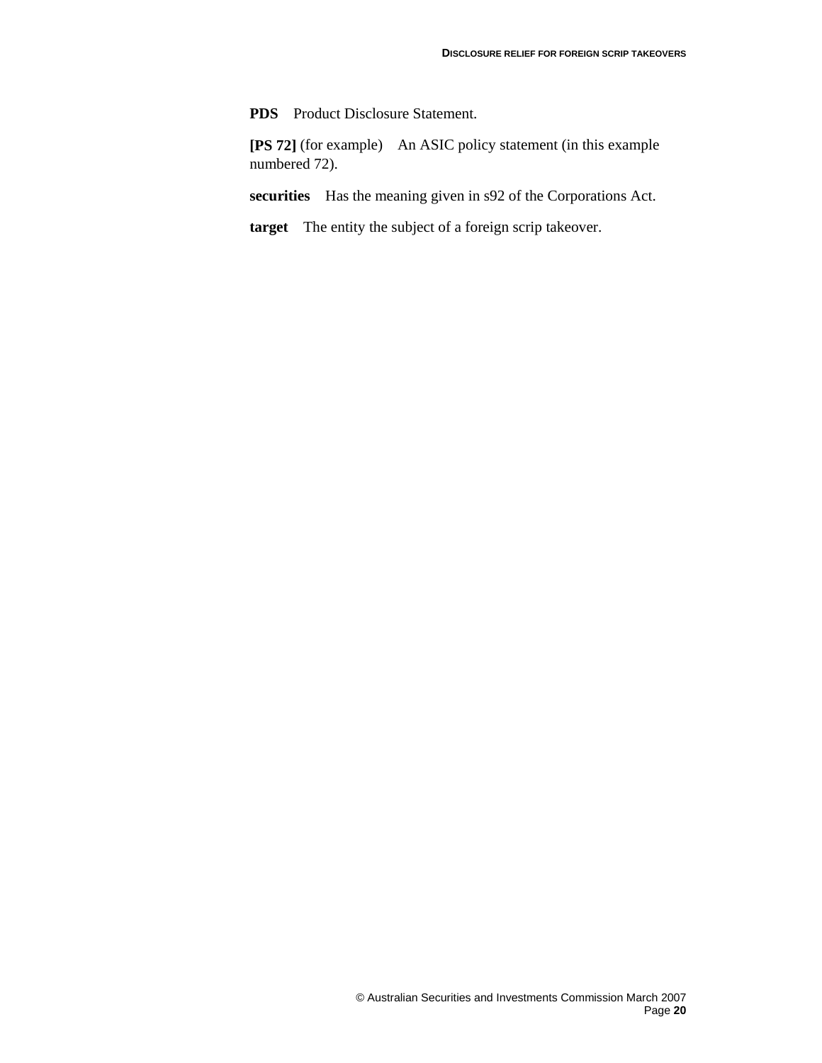**PDS** Product Disclosure Statement.

**[PS 72]** (for example) An ASIC policy statement (in this example numbered 72).

**securities** Has the meaning given in s92 of the Corporations Act.

**target** The entity the subject of a foreign scrip takeover.

© Australian Securities and Investments Commission March 2007